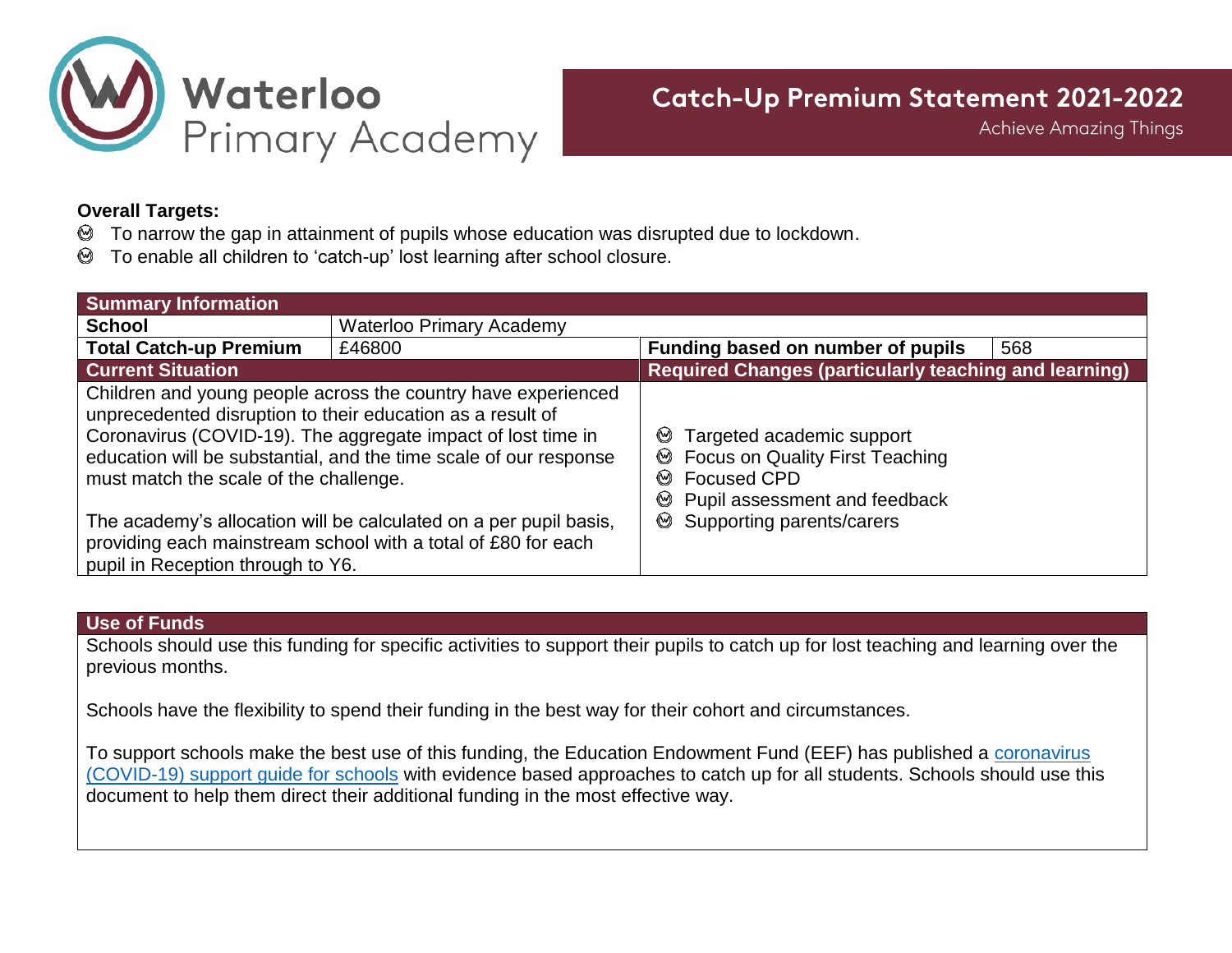# Waterloo Primary Academy

## Catch-Up Premium Statement 2021-2022

Achieve Amazing Things

**Overall Targets:**

- To narrow the gap in attainment of pupils whose education was disrupted due to lockdown.
- To enable all children to 'catch-up' lost learning after school closure.

| Summary Information | | | |
|---|---|---|---|
| **School** | Waterloo Primary Academy | | |
| **Total Catch-up Premium** | £46800 | **Funding based on number of pupils** | 568 |
| **Current Situation** | | **Required Changes (particularly teaching and learning)** | |
| Children and young people across the country have experienced unprecedented disruption to their education as a result of Coronavirus (COVID-19). The aggregate impact of lost time in education will be substantial, and the time scale of our response must match the scale of the challenge.<br><br>The academy's allocation will be calculated on a per pupil basis, providing each mainstream school with a total of £80 for each pupil in Reception through to Y6. | | • Targeted academic support<br>• Focus on Quality First Teaching<br>• Focused CPD<br>• Pupil assessment and feedback<br>• Supporting parents/carers | |

| Use of Funds |
|---|
| Schools should use this funding for specific activities to support their pupils to catch up for lost teaching and learning over the previous months.<br><br>Schools have the flexibility to spend their funding in the best way for their cohort and circumstances.<br><br>To support schools make the best use of this funding, the Education Endowment Fund (EEF) has published a coronavirus (COVID-19) support guide for schools with evidence based approaches to catch up for all students. Schools should use this document to help them direct their additional funding in the most effective way. |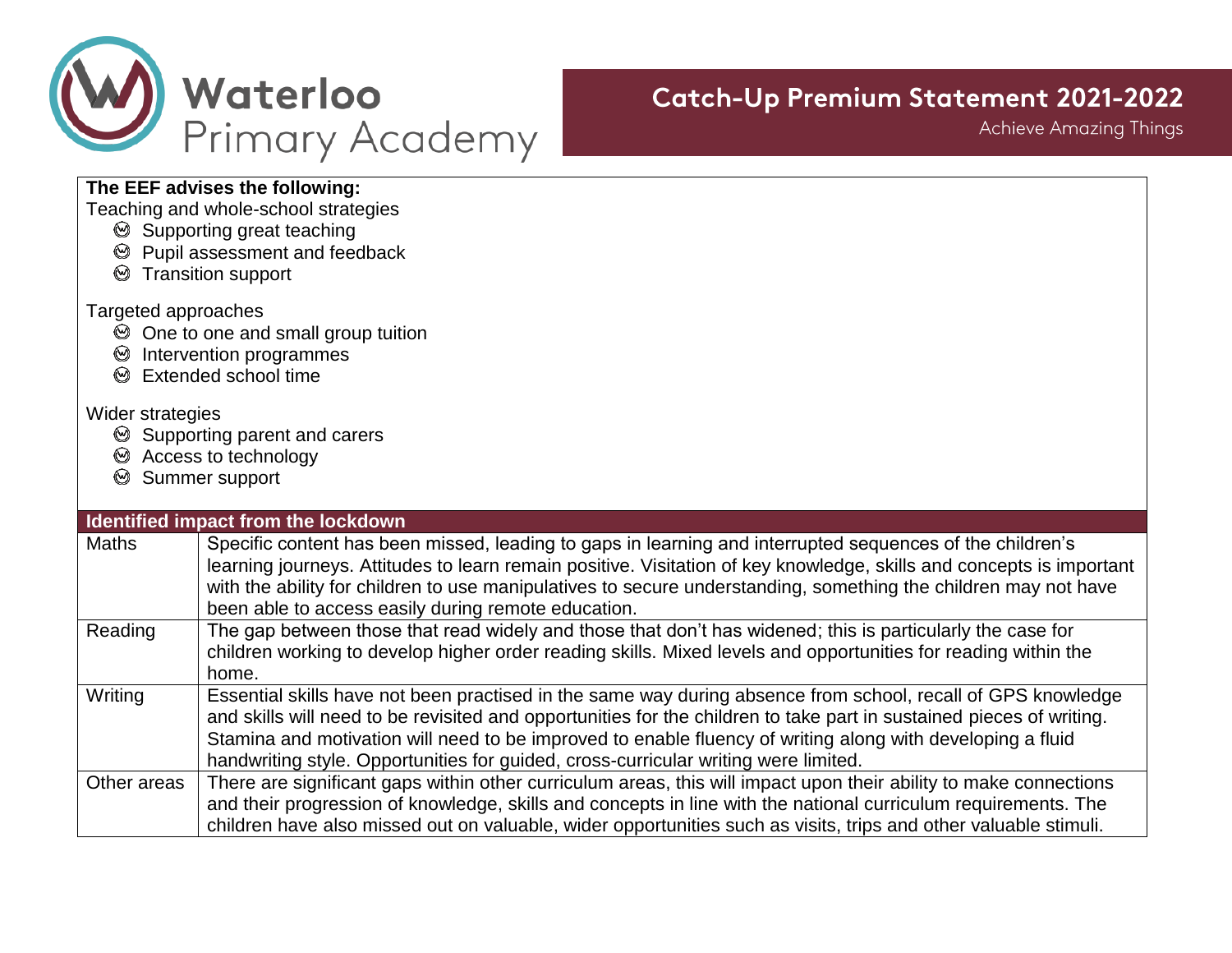**The EEF advises the following:**

Teaching and whole-school strategies

- Supporting great teaching
- Pupil assessment and feedback
- Transition support

Targeted approaches

- One to one and small group tuition
- Intervention programmes
- Extended school time

Wider strategies

- Supporting parent and carers
- Access to technology
- Summer support

| **Identified impact from the lockdown** | |
|---|---|
| Maths | Specific content has been missed, leading to gaps in learning and interrupted sequences of the children's learning journeys. Attitudes to learn remain positive. Visitation of key knowledge, skills and concepts is important with the ability for children to use manipulatives to secure understanding, something the children may not have been able to access easily during remote education. |
| Reading | The gap between those that read widely and those that don't has widened; this is particularly the case for children working to develop higher order reading skills. Mixed levels and opportunities for reading within the home. |
| Writing | Essential skills have not been practised in the same way during absence from school, recall of GPS knowledge and skills will need to be revisited and opportunities for the children to take part in sustained pieces of writing. Stamina and motivation will need to be improved to enable fluency of writing along with developing a fluid handwriting style. Opportunities for guided, cross-curricular writing were limited. |
| Other areas | There are significant gaps within other curriculum areas, this will impact upon their ability to make connections and their progression of knowledge, skills and concepts in line with the national curriculum requirements. The children have also missed out on valuable, wider opportunities such as visits, trips and other valuable stimuli. |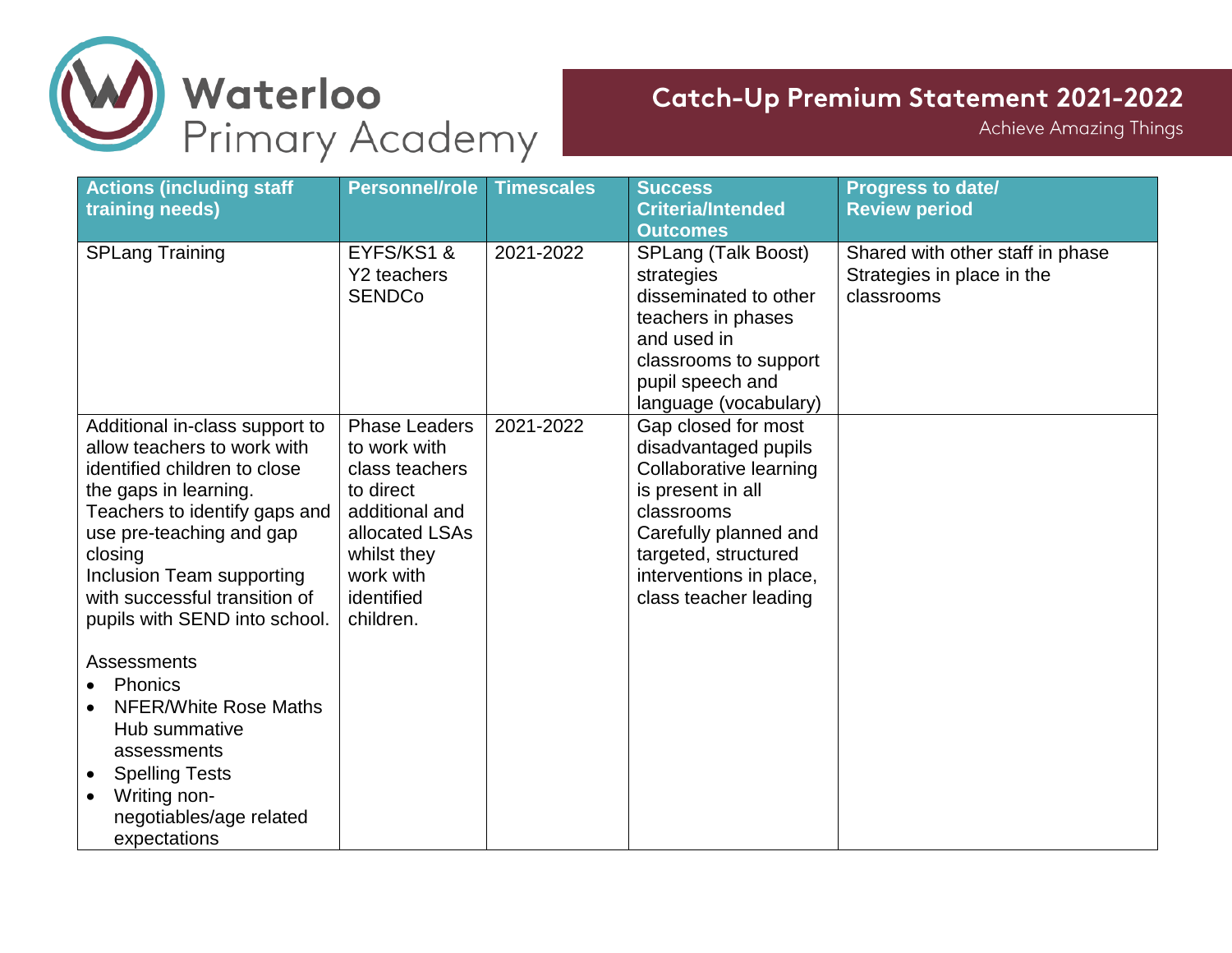# Waterloo Primary Academy

## Catch-Up Premium Statement 2021-2022

Achieve Amazing Things

| Actions (including staff training needs) | Personnel/role | Timescales | Success Criteria/Intended Outcomes | Progress to date/ Review period |
| --- | --- | --- | --- | --- |
| SPLang Training | EYFS/KS1 & Y2 teachers SENDCo | 2021-2022 | SPLang (Talk Boost) strategies disseminated to other teachers in phases and used in classrooms to support pupil speech and language (vocabulary) | Shared with other staff in phase<br>Strategies in place in the classrooms |
| Additional in-class support to allow teachers to work with identified children to close the gaps in learning.<br>Teachers to identify gaps and use pre-teaching and gap closing<br>Inclusion Team supporting with successful transition of pupils with SEND into school.<br><br>Assessments<br>• Phonics<br>• NFER/White Rose Maths Hub summative assessments<br>• Spelling Tests<br>• Writing non-negotiables/age related expectations | Phase Leaders to work with class teachers to direct additional and allocated LSAs whilst they work with identified children. | 2021-2022 | Gap closed for most disadvantaged pupils<br>Collaborative learning is present in all classrooms<br>Carefully planned and targeted, structured interventions in place, class teacher leading | |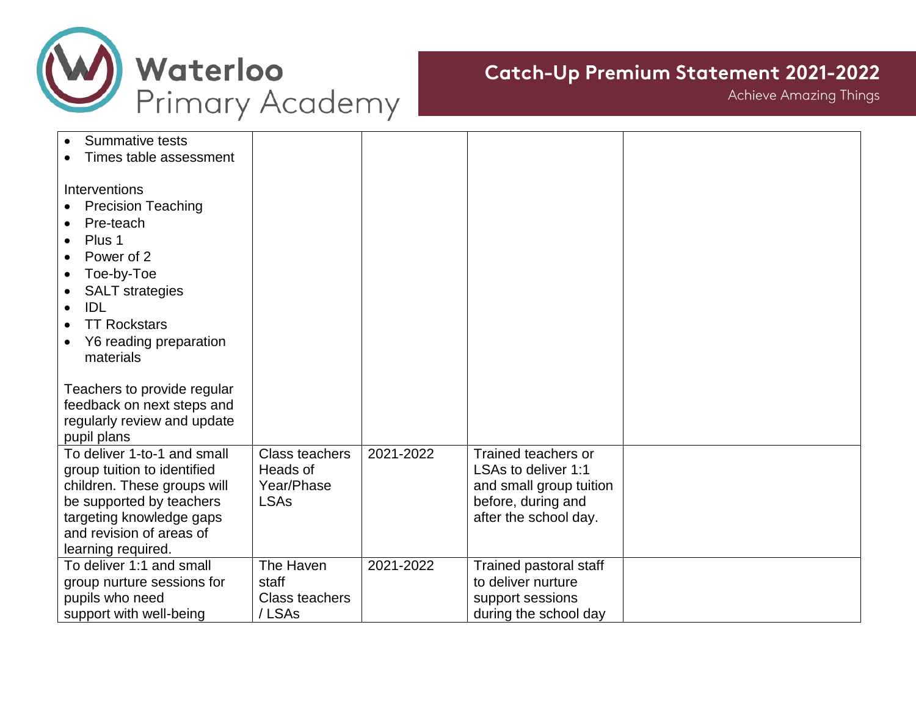| | | | | |
|---|---|---|---|---|
| • Summative tests<br>• Times table assessment<br><br>Interventions<br>• Precision Teaching<br>• Pre-teach<br>• Plus 1<br>• Power of 2<br>• Toe-by-Toe<br>• SALT strategies<br>• IDL<br>• TT Rockstars<br>• Y6 reading preparation materials<br><br>Teachers to provide regular feedback on next steps and regularly review and update pupil plans | | | | |
| To deliver 1-to-1 and small group tuition to identified children. These groups will be supported by teachers targeting knowledge gaps and revision of areas of learning required. | Class teachers<br>Heads of Year/Phase<br>LSAs | 2021-2022 | Trained teachers or LSAs to deliver 1:1 and small group tuition before, during and after the school day. | |
| To deliver 1:1 and small group nurture sessions for pupils who need support with well-being | The Haven staff<br>Class teachers / LSAs | 2021-2022 | Trained pastoral staff to deliver nurture support sessions during the school day | |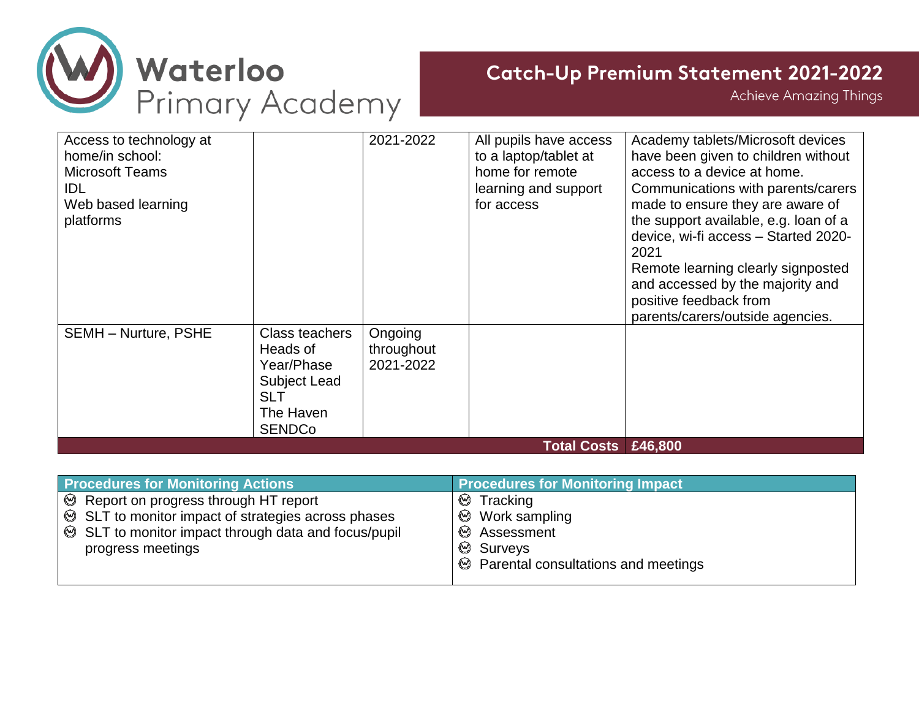| | | | | |
|---|---|---|---|---|
| Access to technology at home/in school:<br>Microsoft Teams<br>IDL<br>Web based learning platforms | | 2021-2022 | All pupils have access to a laptop/tablet at home for remote learning and support for access | Academy tablets/Microsoft devices have been given to children without access to a device at home.<br>Communications with parents/carers made to ensure they are aware of the support available, e.g. loan of a device, wi-fi access – Started 2020-2021<br>Remote learning clearly signposted and accessed by the majority and positive feedback from parents/carers/outside agencies. |
| SEMH – Nurture, PSHE | Class teachers<br>Heads of Year/Phase<br>Subject Lead<br>SLT<br>The Haven<br>SENDCo | Ongoing throughout 2021-2022 | | |
| | | | **Total Costs** | **£46,800** |

| Procedures for Monitoring Actions | Procedures for Monitoring Impact |
|---|---|
| - Report on progress through HT report<br>- SLT to monitor impact of strategies across phases<br>- SLT to monitor impact through data and focus/pupil progress meetings | - Tracking<br>- Work sampling<br>- Assessment<br>- Surveys<br>- Parental consultations and meetings |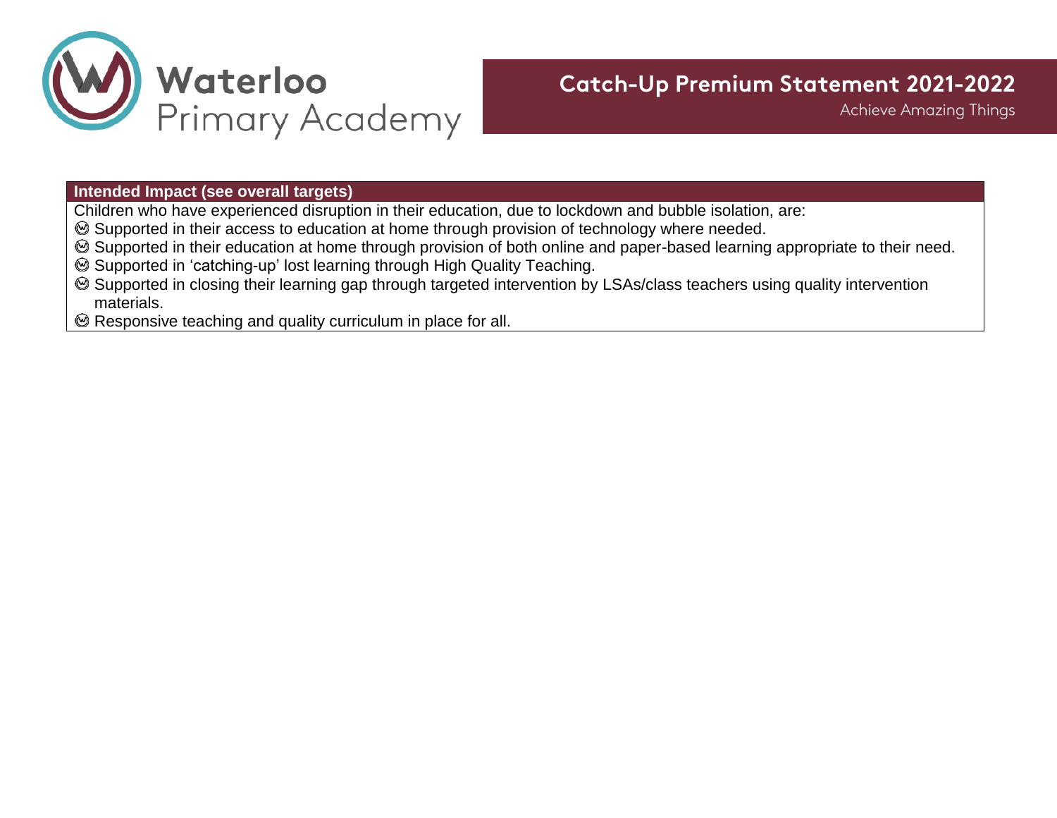| Intended Impact (see overall targets) |
| --- |
| Children who have experienced disruption in their education, due to lockdown and bubble isolation, are:<br>- Supported in their access to education at home through provision of technology where needed.<br>- Supported in their education at home through provision of both online and paper-based learning appropriate to their need.<br>- Supported in 'catching-up' lost learning through High Quality Teaching.<br>- Supported in closing their learning gap through targeted intervention by LSAs/class teachers using quality intervention materials.<br>- Responsive teaching and quality curriculum in place for all. |